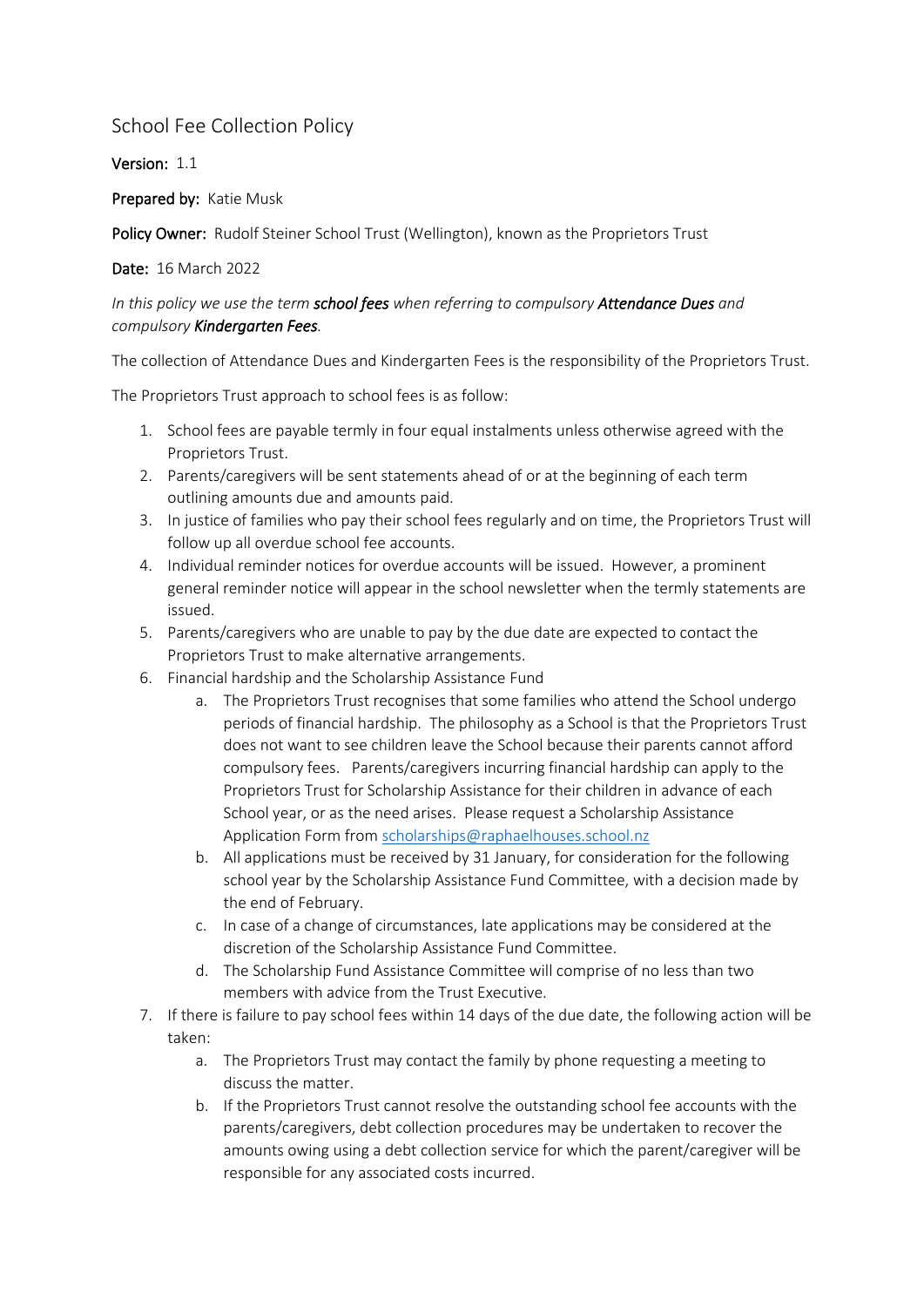# School Fee Collection Policy

**Version:** 1.1

**Prepared by:** Katie Musk

**Policy Owner:** Rudolf Steiner School Trust (Wellington), known as the Proprietors Trust

**Date:** 16 March 2022

*In this policy we use the term **school fees** when referring to compulsory **Attendance Dues** and compulsory **Kindergarten Fees**.*

The collection of Attendance Dues and Kindergarten Fees is the responsibility of the Proprietors Trust.

The Proprietors Trust approach to school fees is as follow:

1. School fees are payable termly in four equal instalments unless otherwise agreed with the Proprietors Trust.
2. Parents/caregivers will be sent statements ahead of or at the beginning of each term outlining amounts due and amounts paid.
3. In justice of families who pay their school fees regularly and on time, the Proprietors Trust will follow up all overdue school fee accounts.
4. Individual reminder notices for overdue accounts will be issued. However, a prominent general reminder notice will appear in the school newsletter when the termly statements are issued.
5. Parents/caregivers who are unable to pay by the due date are expected to contact the Proprietors Trust to make alternative arrangements.
6. Financial hardship and the Scholarship Assistance Fund
   a. The Proprietors Trust recognises that some families who attend the School undergo periods of financial hardship. The philosophy as a School is that the Proprietors Trust does not want to see children leave the School because their parents cannot afford compulsory fees. Parents/caregivers incurring financial hardship can apply to the Proprietors Trust for Scholarship Assistance for their children in advance of each School year, or as the need arises. Please request a Scholarship Assistance Application Form from scholarships@raphaelhouses.school.nz
   b. All applications must be received by 31 January, for consideration for the following school year by the Scholarship Assistance Fund Committee, with a decision made by the end of February.
   c. In case of a change of circumstances, late applications may be considered at the discretion of the Scholarship Assistance Fund Committee.
   d. The Scholarship Fund Assistance Committee will comprise of no less than two members with advice from the Trust Executive.
7. If there is failure to pay school fees within 14 days of the due date, the following action will be taken:
   a. The Proprietors Trust may contact the family by phone requesting a meeting to discuss the matter.
   b. If the Proprietors Trust cannot resolve the outstanding school fee accounts with the parents/caregivers, debt collection procedures may be undertaken to recover the amounts owing using a debt collection service for which the parent/caregiver will be responsible for any associated costs incurred.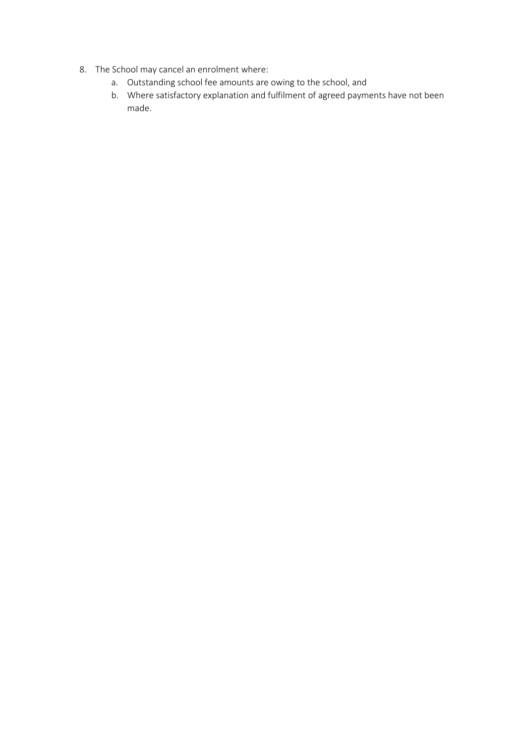8. The School may cancel an enrolment where:
    a. Outstanding school fee amounts are owing to the school, and
    b. Where satisfactory explanation and fulfilment of agreed payments have not been made.